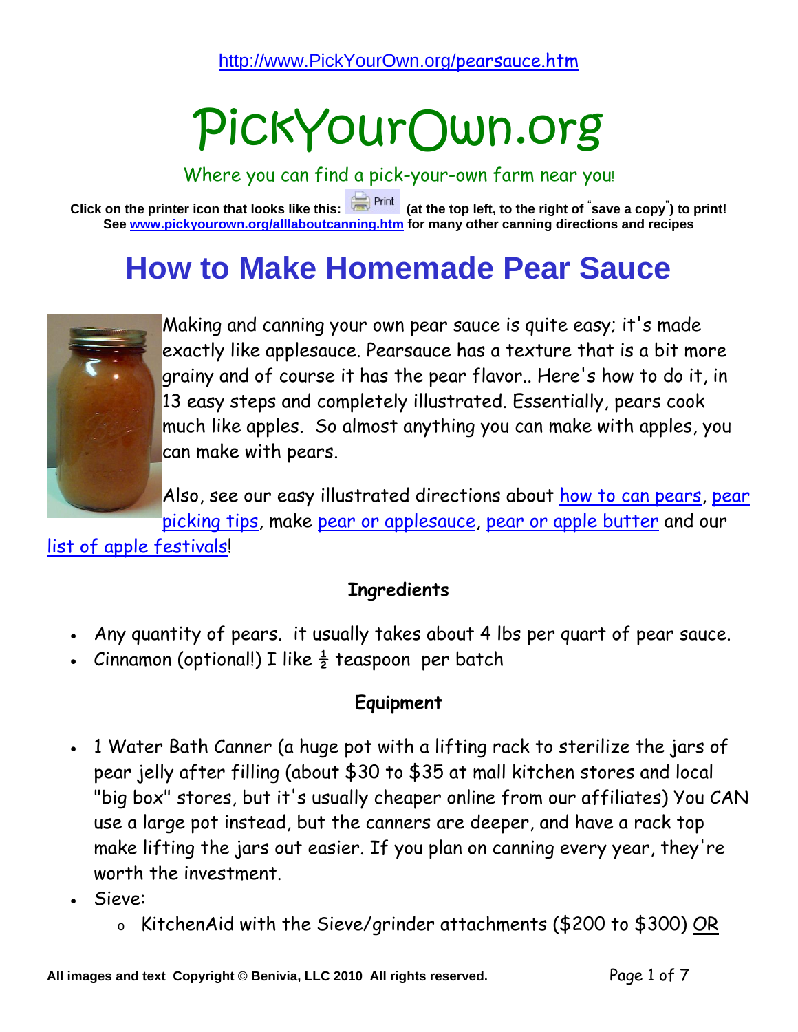http://www.PickYourOwn.org/pearsauce.htm

# PickYourOwn.org

Where you can find a pick-your-own farm near you!

**Click on the printer icon that looks like this: Print (at the top left, to the right of "save a copy") to print!**
**See www.pickyourown.org/alllaboutcanning.htm for many other canning directions and recipes**

# How to Make Homemade Pear Sauce

Making and canning your own pear sauce is quite easy; it's made exactly like applesauce. Pearsauce has a texture that is a bit more grainy and of course it has the pear flavor.. Here's how to do it, in 13 easy steps and completely illustrated. Essentially, pears cook much like apples. So almost anything you can make with apples, you can make with pears.

Also, see our easy illustrated directions about how to can pears, pear picking tips, make pear or applesauce, pear or apple butter and our list of apple festivals!

### Ingredients

- Any quantity of pears. it usually takes about 4 lbs per quart of pear sauce.
- Cinnamon (optional!) I like ½ teaspoon per batch

### Equipment

- 1 Water Bath Canner (a huge pot with a lifting rack to sterilize the jars of pear jelly after filling (about $30 to $35 at mall kitchen stores and local "big box" stores, but it's usually cheaper online from our affiliates) You CAN use a large pot instead, but the canners are deeper, and have a rack top make lifting the jars out easier. If you plan on canning every year, they're worth the investment.
- Sieve:
  - KitchenAid with the Sieve/grinder attachments ($200 to $300) OR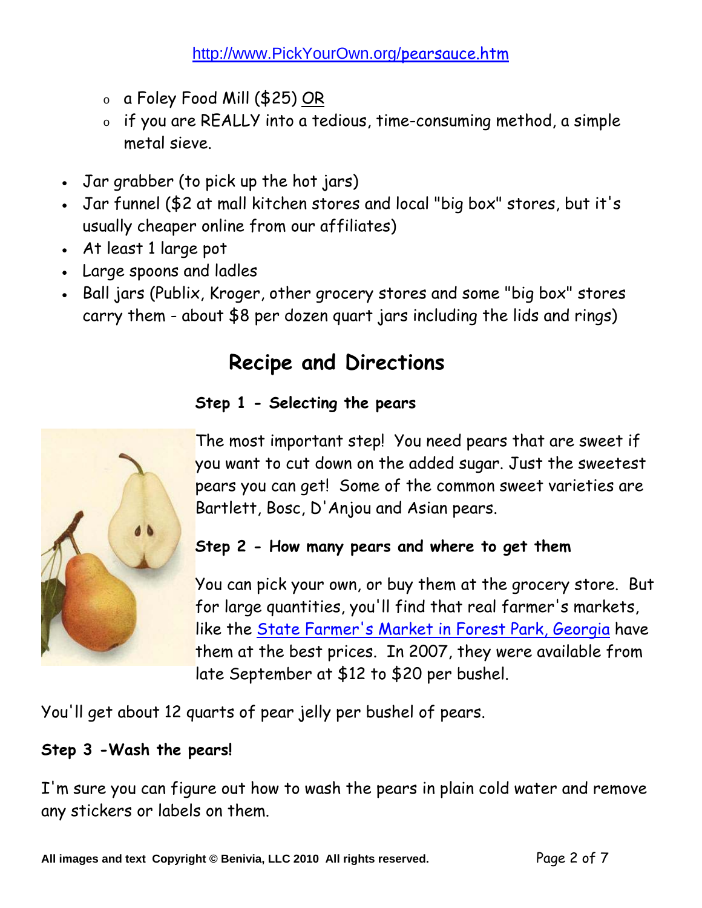- a Foley Food Mill ($25) OR
  - if you are REALLY into a tedious, time-consuming method, a simple metal sieve.

- Jar grabber (to pick up the hot jars)
- Jar funnel ($2 at mall kitchen stores and local "big box" stores, but it's usually cheaper online from our affiliates)
- At least 1 large pot
- Large spoons and ladles
- Ball jars (Publix, Kroger, other grocery stores and some "big box" stores carry them - about $8 per dozen quart jars including the lids and rings)

## Recipe and Directions

### Step 1 - Selecting the pears

The most important step! You need pears that are sweet if you want to cut down on the added sugar. Just the sweetest pears you can get! Some of the common sweet varieties are Bartlett, Bosc, D'Anjou and Asian pears.

### Step 2 - How many pears and where to get them

You can pick your own, or buy them at the grocery store. But for large quantities, you'll find that real farmer's markets, like the State Farmer's Market in Forest Park, Georgia have them at the best prices. In 2007, they were available from late September at $12 to $20 per bushel.

You'll get about 12 quarts of pear jelly per bushel of pears.

### Step 3 -Wash the pears!

I'm sure you can figure out how to wash the pears in plain cold water and remove any stickers or labels on them.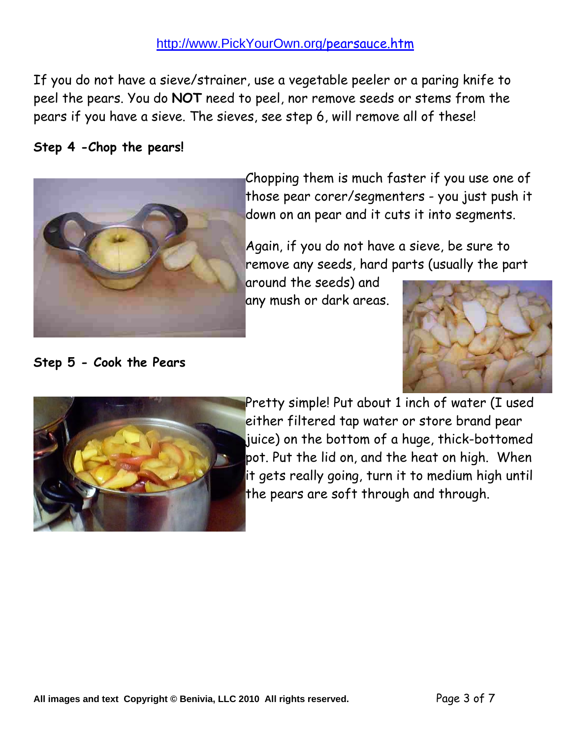http://www.PickYourOwn.org/pearsauce.htm

If you do not have a sieve/strainer, use a vegetable peeler or a paring knife to peel the pears. You do **NOT** need to peel, nor remove seeds or stems from the pears if you have a sieve. The sieves, see step 6, will remove all of these!

**Step 4 -Chop the pears!**

Chopping them is much faster if you use one of those pear corer/segmenters - you just push it down on an pear and it cuts it into segments.

Again, if you do not have a sieve, be sure to remove any seeds, hard parts (usually the part around the seeds) and any mush or dark areas.

**Step 5 - Cook the Pears**

Pretty simple! Put about 1 inch of water (I used either filtered tap water or store brand pear juice) on the bottom of a huge, thick-bottomed pot. Put the lid on, and the heat on high. When it gets really going, turn it to medium high until the pears are soft through and through.

All images and text Copyright © Benivia, LLC 2010 All rights reserved.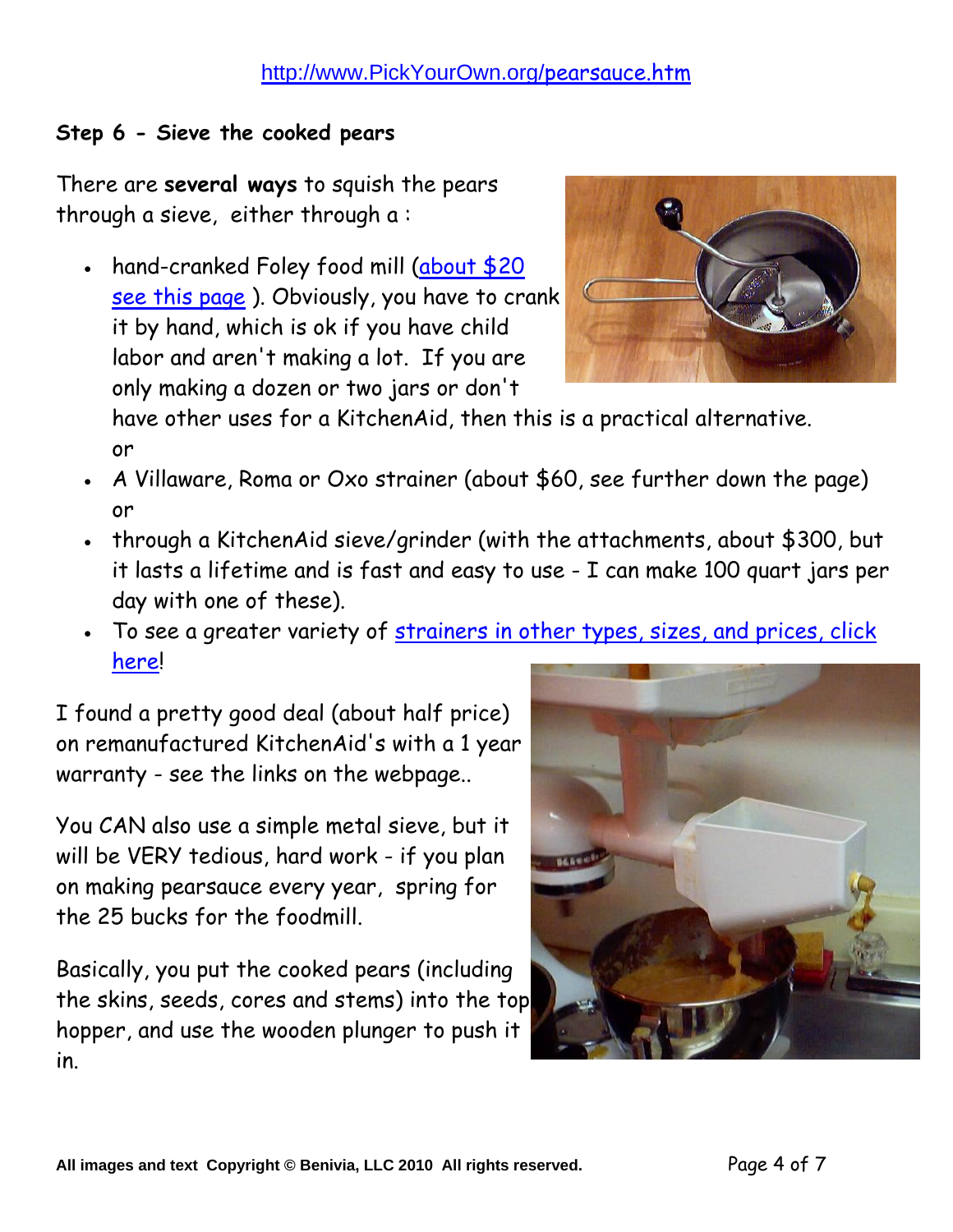http://www.PickYourOwn.org/pearsauce.htm

### Step 6 - Sieve the cooked pears

There are **several ways** to squish the pears through a sieve, either through a :

- hand-cranked Foley food mill (about $20 see this page ). Obviously, you have to crank it by hand, which is ok if you have child labor and aren't making a lot. If you are only making a dozen or two jars or don't have other uses for a KitchenAid, then this is a practical alternative. or
- A Villaware, Roma or Oxo strainer (about $60, see further down the page) or
- through a KitchenAid sieve/grinder (with the attachments, about $300, but it lasts a lifetime and is fast and easy to use - I can make 100 quart jars per day with one of these).
- To see a greater variety of strainers in other types, sizes, and prices, click here!

I found a pretty good deal (about half price) on remanufactured KitchenAid's with a 1 year warranty - see the links on the webpage..

You CAN also use a simple metal sieve, but it will be VERY tedious, hard work - if you plan on making pearsauce every year, spring for the 25 bucks for the foodmill.

Basically, you put the cooked pears (including the skins, seeds, cores and stems) into the top hopper, and use the wooden plunger to push it in.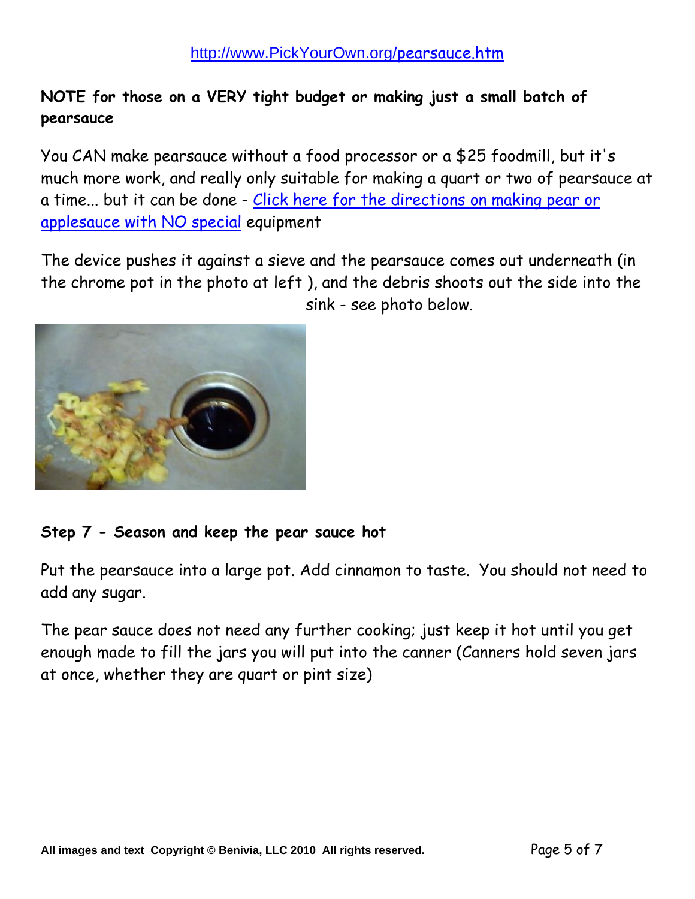http://www.PickYourOwn.org/pearsauce.htm

**NOTE for those on a VERY tight budget or making just a small batch of pearsauce**

You CAN make pearsauce without a food processor or a $25 foodmill, but it's much more work, and really only suitable for making a quart or two of pearsauce at a time... but it can be done - [Click here for the directions on making pear or applesauce with NO special](#) equipment

The device pushes it against a sieve and the pearsauce comes out underneath (in the chrome pot in the photo at left ), and the debris shoots out the side into the sink - see photo below.

**Step 7 - Season and keep the pear sauce hot**

Put the pearsauce into a large pot. Add cinnamon to taste. You should not need to add any sugar.

The pear sauce does not need any further cooking; just keep it hot until you get enough made to fill the jars you will put into the canner (Canners hold seven jars at once, whether they are quart or pint size)

All images and text Copyright © Benivia, LLC 2010 All rights reserved.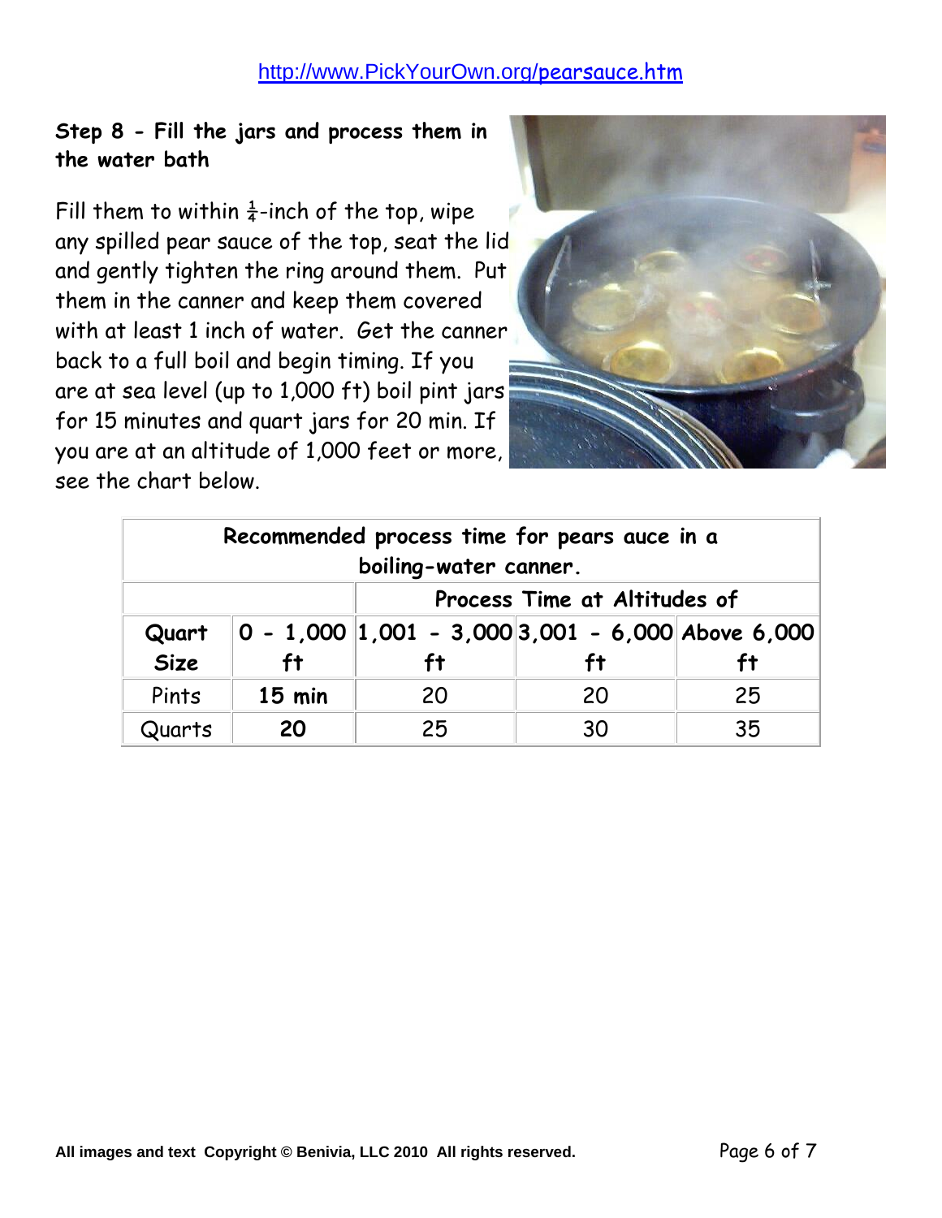http://www.PickYourOwn.org/pearsauce.htm

## Step 8 - Fill the jars and process them in the water bath

Fill them to within ¼-inch of the top, wipe any spilled pear sauce of the top, seat the lid and gently tighten the ring around them. Put them in the canner and keep them covered with at least 1 inch of water. Get the canner back to a full boil and begin timing. If you are at sea level (up to 1,000 ft) boil pint jars for 15 minutes and quart jars for 20 min. If you are at an altitude of 1,000 feet or more, see the chart below.

| **Recommended process time for pears auce in a boiling-water canner.** | | | | |
|---|---|---|---|---|
| | **Process Time at Altitudes of** | | | |
| **Quart Size** | **0 - 1,000 ft** | **1,001 - 3,000 ft** | **3,001 - 6,000 ft** | **Above 6,000 ft** |
| Pints | **15 min** | 20 | 20 | 25 |
| Quarts | **20** | 25 | 30 | 35 |

**All images and text Copyright © Benivia, LLC 2010 All rights reserved.**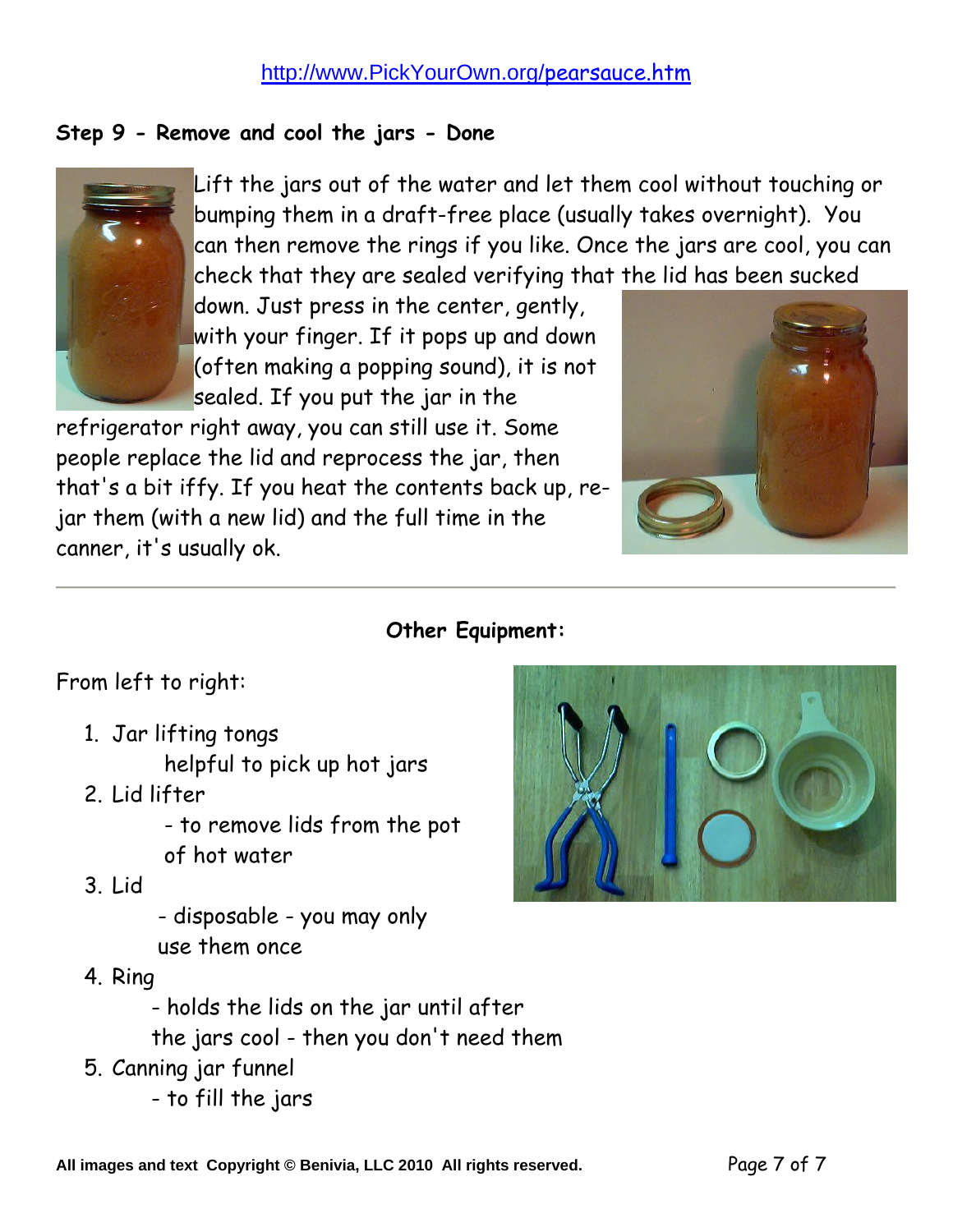http://www.PickYourOwn.org/pearsauce.htm

## Step 9 - Remove and cool the jars - Done

Lift the jars out of the water and let them cool without touching or bumping them in a draft-free place (usually takes overnight). You can then remove the rings if you like. Once the jars are cool, you can check that they are sealed verifying that the lid has been sucked down. Just press in the center, gently, with your finger. If it pops up and down (often making a popping sound), it is not sealed. If you put the jar in the refrigerator right away, you can still use it. Some people replace the lid and reprocess the jar, then that's a bit iffy. If you heat the contents back up, re-jar them (with a new lid) and the full time in the canner, it's usually ok.

---

## Other Equipment:

From left to right:

1. Jar lifting tongs
   helpful to pick up hot jars
2. Lid lifter
   - to remove lids from the pot of hot water
3. Lid
   - disposable - you may only use them once
4. Ring
   - holds the lids on the jar until after the jars cool - then you don't need them
5. Canning jar funnel
   - to fill the jars

All images and text Copyright © Benivia, LLC 2010 All rights reserved.